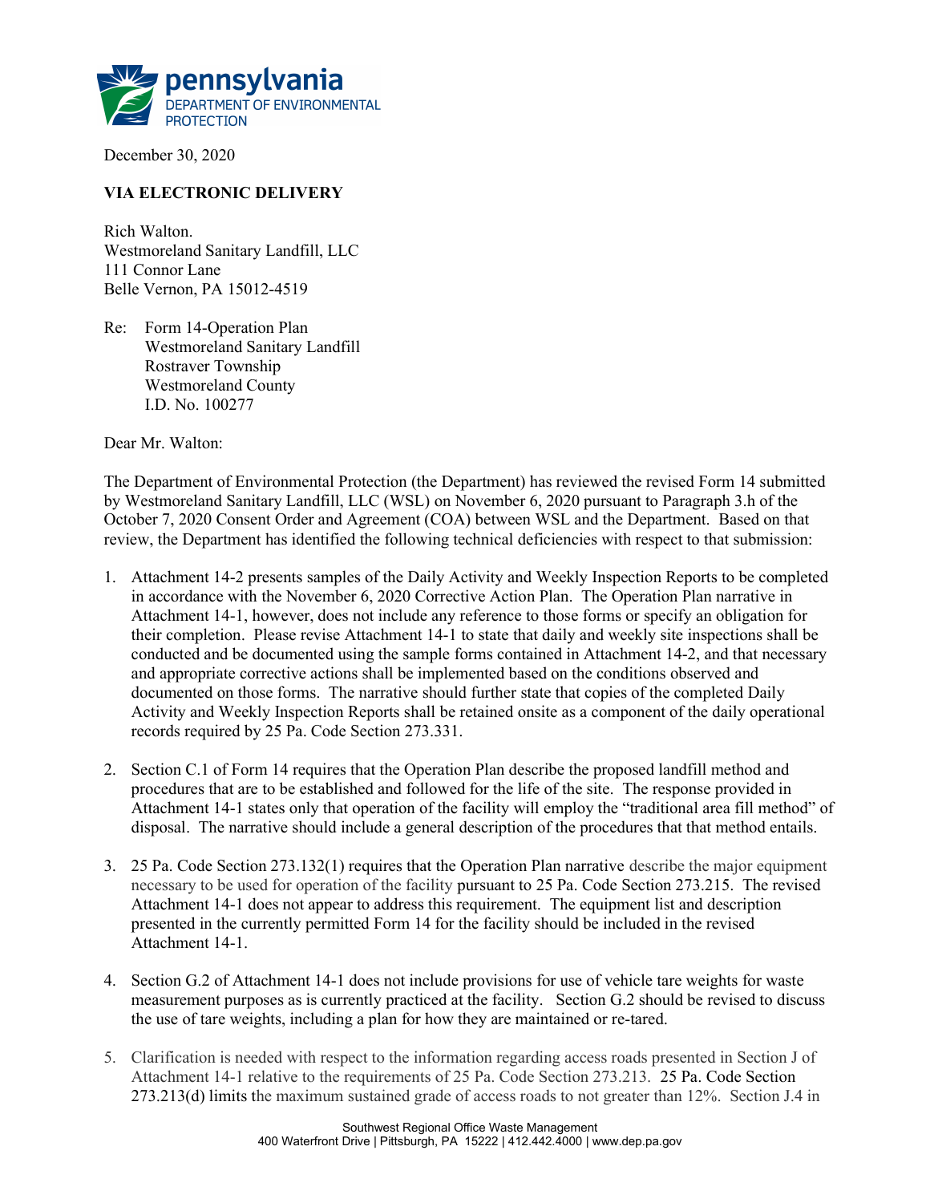pennsylvania
DEPARTMENT OF ENVIRONMENTAL PROTECTION

December 30, 2020

**VIA ELECTRONIC DELIVERY**

Rich Walton.
Westmoreland Sanitary Landfill, LLC
111 Connor Lane
Belle Vernon, PA 15012-4519

Re: Form 14-Operation Plan
Westmoreland Sanitary Landfill
Rostraver Township
Westmoreland County
I.D. No. 100277

Dear Mr. Walton:

The Department of Environmental Protection (the Department) has reviewed the revised Form 14 submitted by Westmoreland Sanitary Landfill, LLC (WSL) on November 6, 2020 pursuant to Paragraph 3.h of the October 7, 2020 Consent Order and Agreement (COA) between WSL and the Department. Based on that review, the Department has identified the following technical deficiencies with respect to that submission:

1. Attachment 14-2 presents samples of the Daily Activity and Weekly Inspection Reports to be completed in accordance with the November 6, 2020 Corrective Action Plan. The Operation Plan narrative in Attachment 14-1, however, does not include any reference to those forms or specify an obligation for their completion. Please revise Attachment 14-1 to state that daily and weekly site inspections shall be conducted and be documented using the sample forms contained in Attachment 14-2, and that necessary and appropriate corrective actions shall be implemented based on the conditions observed and documented on those forms. The narrative should further state that copies of the completed Daily Activity and Weekly Inspection Reports shall be retained onsite as a component of the daily operational records required by 25 Pa. Code Section 273.331.

2. Section C.1 of Form 14 requires that the Operation Plan describe the proposed landfill method and procedures that are to be established and followed for the life of the site. The response provided in Attachment 14-1 states only that operation of the facility will employ the "traditional area fill method" of disposal. The narrative should include a general description of the procedures that that method entails.

3. 25 Pa. Code Section 273.132(1) requires that the Operation Plan narrative describe the major equipment necessary to be used for operation of the facility pursuant to 25 Pa. Code Section 273.215. The revised Attachment 14-1 does not appear to address this requirement. The equipment list and description presented in the currently permitted Form 14 for the facility should be included in the revised Attachment 14-1.

4. Section G.2 of Attachment 14-1 does not include provisions for use of vehicle tare weights for waste measurement purposes as is currently practiced at the facility. Section G.2 should be revised to discuss the use of tare weights, including a plan for how they are maintained or re-tared.

5. Clarification is needed with respect to the information regarding access roads presented in Section J of Attachment 14-1 relative to the requirements of 25 Pa. Code Section 273.213. 25 Pa. Code Section 273.213(d) limits the maximum sustained grade of access roads to not greater than 12%. Section J.4 in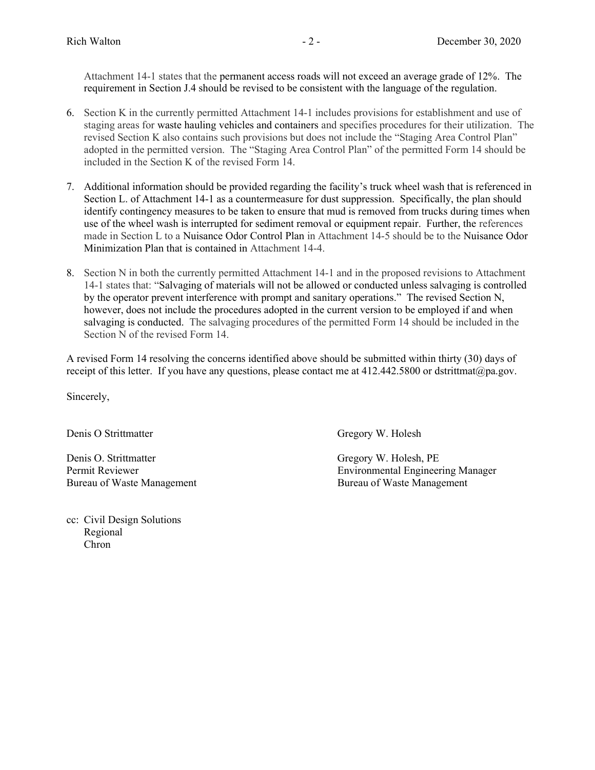Attachment 14-1 states that the permanent access roads will not exceed an average grade of 12%. The requirement in Section J.4 should be revised to be consistent with the language of the regulation.

6. Section K in the currently permitted Attachment 14-1 includes provisions for establishment and use of staging areas for waste hauling vehicles and containers and specifies procedures for their utilization. The revised Section K also contains such provisions but does not include the "Staging Area Control Plan" adopted in the permitted version. The "Staging Area Control Plan" of the permitted Form 14 should be included in the Section K of the revised Form 14.

7. Additional information should be provided regarding the facility's truck wheel wash that is referenced in Section L. of Attachment 14-1 as a countermeasure for dust suppression. Specifically, the plan should identify contingency measures to be taken to ensure that mud is removed from trucks during times when use of the wheel wash is interrupted for sediment removal or equipment repair. Further, the references made in Section L to a Nuisance Odor Control Plan in Attachment 14-5 should be to the Nuisance Odor Minimization Plan that is contained in Attachment 14-4.

8. Section N in both the currently permitted Attachment 14-1 and in the proposed revisions to Attachment 14-1 states that: "Salvaging of materials will not be allowed or conducted unless salvaging is controlled by the operator prevent interference with prompt and sanitary operations." The revised Section N, however, does not include the procedures adopted in the current version to be employed if and when salvaging is conducted. The salvaging procedures of the permitted Form 14 should be included in the Section N of the revised Form 14.

A revised Form 14 resolving the concerns identified above should be submitted within thirty (30) days of receipt of this letter. If you have any questions, please contact me at 412.442.5800 or dstrittmat@pa.gov.

Sincerely,

Denis O Strittmatter

Denis O. Strittmatter
Permit Reviewer
Bureau of Waste Management

Gregory W. Holesh

Gregory W. Holesh, PE
Environmental Engineering Manager
Bureau of Waste Management

cc: Civil Design Solutions
Regional
Chron